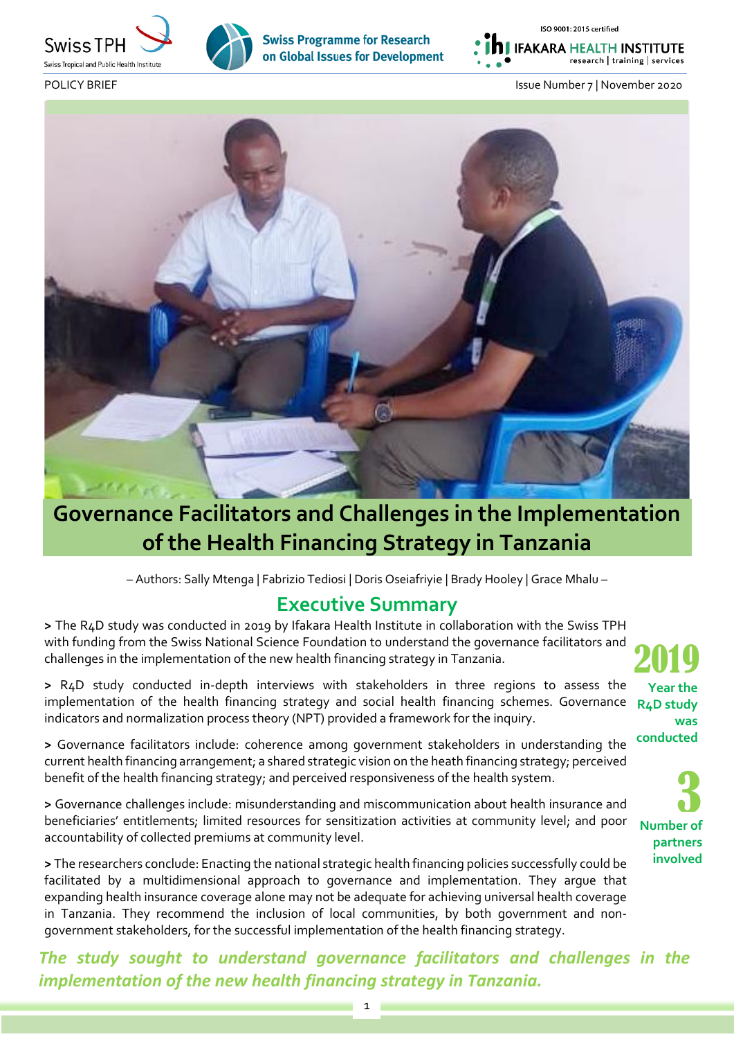Swiss TPH — Swiss Tropical and Public Health Institute

Swiss Programme for Research on Global Issues for Development

ISO 9001:2015 certified — IFAKARA HEALTH INSTITUTE — research | training | services

POLICY BRIEF

Issue Number 7 | November 2020

# Governance Facilitators and Challenges in the Implementation of the Health Financing Strategy in Tanzania

– Authors: Sally Mtenga | Fabrizio Tediosi | Doris Oseiafriyie | Brady Hooley | Grace Mhalu –

## Executive Summary

> The R4D study was conducted in 2019 by Ifakara Health Institute in collaboration with the Swiss TPH with funding from the Swiss National Science Foundation to understand the governance facilitators and challenges in the implementation of the new health financing strategy in Tanzania.

> R4D study conducted in-depth interviews with stakeholders in three regions to assess the implementation of the health financing strategy and social health financing schemes. Governance indicators and normalization process theory (NPT) provided a framework for the inquiry.

> Governance facilitators include: coherence among government stakeholders in understanding the current health financing arrangement; a shared strategic vision on the heath financing strategy; perceived benefit of the health financing strategy; and perceived responsiveness of the health system.

> Governance challenges include: misunderstanding and miscommunication about health insurance and beneficiaries' entitlements; limited resources for sensitization activities at community level; and poor accountability of collected premiums at community level.

> The researchers conclude: Enacting the national strategic health financing policies successfully could be facilitated by a multidimensional approach to governance and implementation. They argue that expanding health insurance coverage alone may not be adequate for achieving universal health coverage in Tanzania. They recommend the inclusion of local communities, by both government and non-government stakeholders, for the successful implementation of the health financing strategy.

**2019** Year the R4D study was conducted

**3** Number of partners involved

***The study sought to understand governance facilitators and challenges in the implementation of the new health financing strategy in Tanzania.***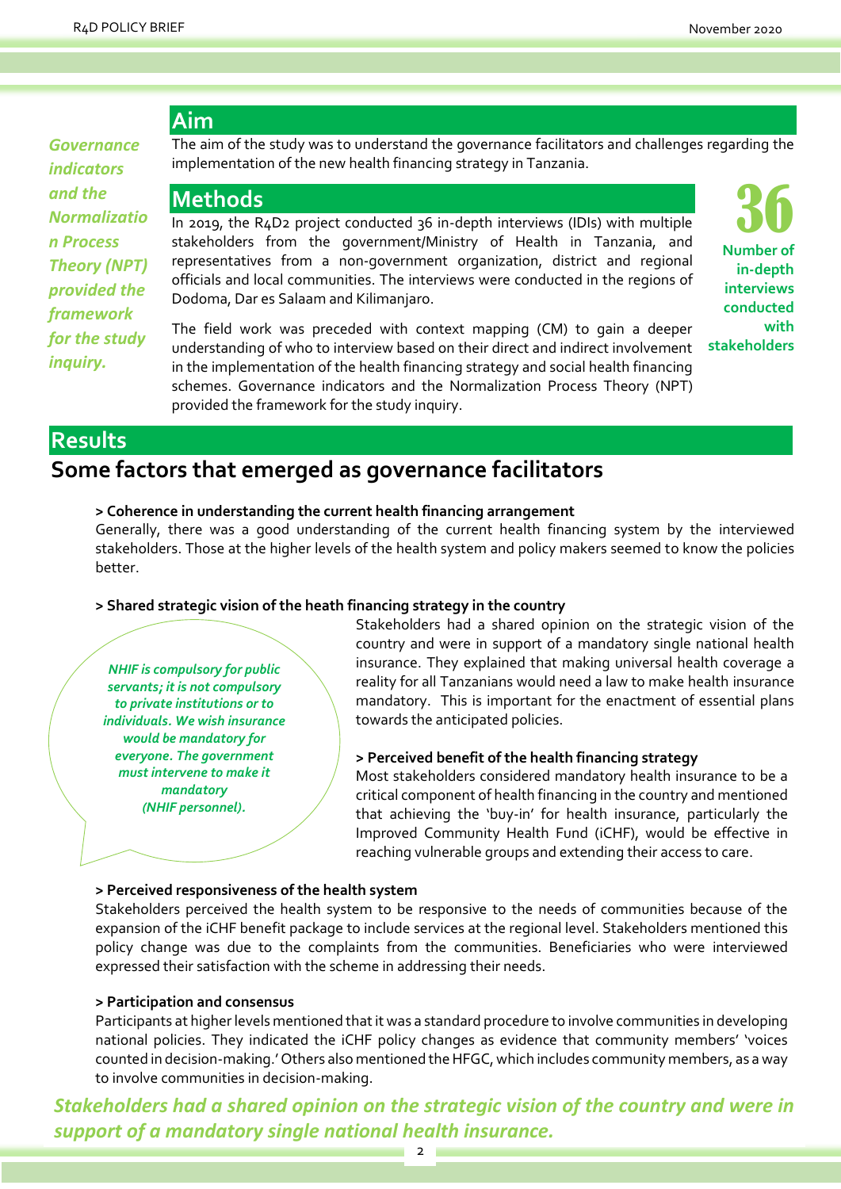## Aim

*Governance indicators and the Normalization Process Theory (NPT) provided the framework for the study inquiry.*

The aim of the study was to understand the governance facilitators and challenges regarding the implementation of the new health financing strategy in Tanzania.

## Methods

In 2019, the R4D2 project conducted 36 in-depth interviews (IDIs) with multiple stakeholders from the government/Ministry of Health in Tanzania, and representatives from a non-government organization, district and regional officials and local communities. The interviews were conducted in the regions of Dodoma, Dar es Salaam and Kilimanjaro.

**36**
**Number of in-depth interviews conducted with stakeholders**

The field work was preceded with context mapping (CM) to gain a deeper understanding of who to interview based on their direct and indirect involvement in the implementation of the health financing strategy and social health financing schemes. Governance indicators and the Normalization Process Theory (NPT) provided the framework for the study inquiry.

## Results

### Some factors that emerged as governance facilitators

**> Coherence in understanding the current health financing arrangement**

Generally, there was a good understanding of the current health financing system by the interviewed stakeholders. Those at the higher levels of the health system and policy makers seemed to know the policies better.

**> Shared strategic vision of the heath financing strategy in the country**

*NHIF is compulsory for public servants; it is not compulsory to private institutions or to individuals. We wish insurance would be mandatory for everyone. The government must intervene to make it mandatory (NHIF personnel).*

Stakeholders had a shared opinion on the strategic vision of the country and were in support of a mandatory single national health insurance. They explained that making universal health coverage a reality for all Tanzanians would need a law to make health insurance mandatory. This is important for the enactment of essential plans towards the anticipated policies.

**> Perceived benefit of the health financing strategy**

Most stakeholders considered mandatory health insurance to be a critical component of health financing in the country and mentioned that achieving the 'buy-in' for health insurance, particularly the Improved Community Health Fund (iCHF), would be effective in reaching vulnerable groups and extending their access to care.

**> Perceived responsiveness of the health system**

Stakeholders perceived the health system to be responsive to the needs of communities because of the expansion of the iCHF benefit package to include services at the regional level. Stakeholders mentioned this policy change was due to the complaints from the communities. Beneficiaries who were interviewed expressed their satisfaction with the scheme in addressing their needs.

**> Participation and consensus**

Participants at higher levels mentioned that it was a standard procedure to involve communities in developing national policies. They indicated the iCHF policy changes as evidence that community members' 'voices counted in decision-making.' Others also mentioned the HFGC, which includes community members, as a way to involve communities in decision-making.

*Stakeholders had a shared opinion on the strategic vision of the country and were in support of a mandatory single national health insurance.*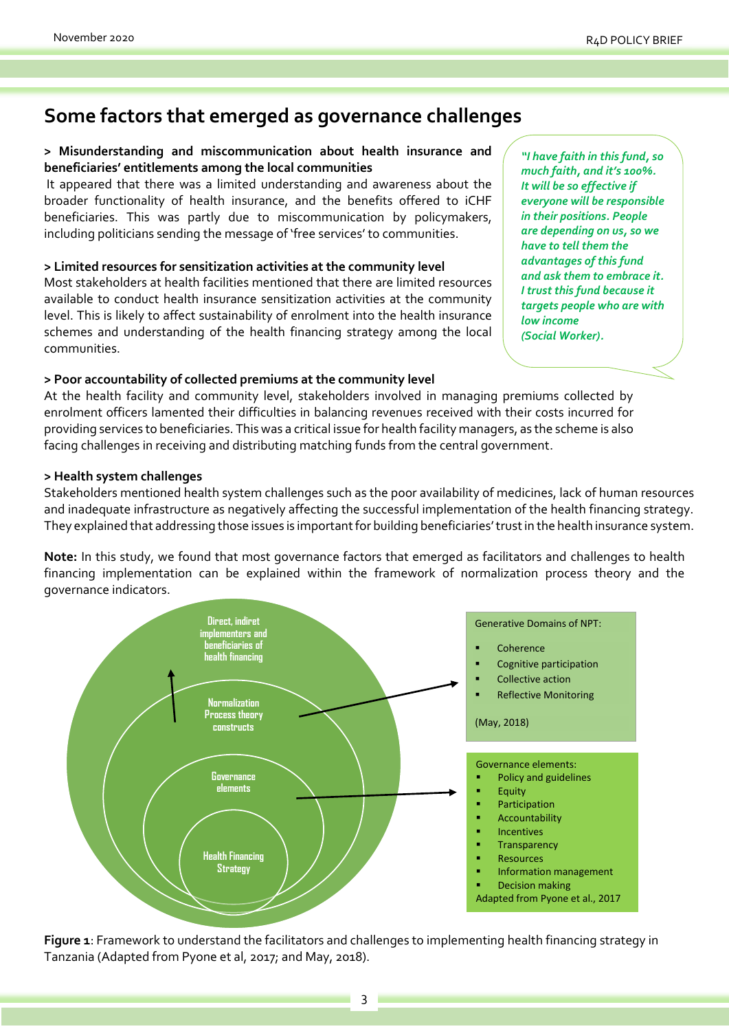## Some factors that emerged as governance challenges

**> Misunderstanding and miscommunication about health insurance and beneficiaries' entitlements among the local communities**

It appeared that there was a limited understanding and awareness about the broader functionality of health insurance, and the benefits offered to iCHF beneficiaries. This was partly due to miscommunication by policymakers, including politicians sending the message of 'free services' to communities.

**> Limited resources for sensitization activities at the community level**

Most stakeholders at health facilities mentioned that there are limited resources available to conduct health insurance sensitization activities at the community level. This is likely to affect sustainability of enrolment into the health insurance schemes and understanding of the health financing strategy among the local communities.

***"I have faith in this fund, so much faith, and it's 100%. It will be so effective if everyone will be responsible in their positions. People are depending on us, so we have to tell them the advantages of this fund and ask them to embrace it. I trust this fund because it targets people who are with low income (Social Worker).***

**> Poor accountability of collected premiums at the community level**

At the health facility and community level, stakeholders involved in managing premiums collected by enrolment officers lamented their difficulties in balancing revenues received with their costs incurred for providing services to beneficiaries. This was a critical issue for health facility managers, as the scheme is also facing challenges in receiving and distributing matching funds from the central government.

**> Health system challenges**

Stakeholders mentioned health system challenges such as the poor availability of medicines, lack of human resources and inadequate infrastructure as negatively affecting the successful implementation of the health financing strategy. They explained that addressing those issues is important for building beneficiaries' trust in the health insurance system.

**Note:** In this study, we found that most governance factors that emerged as facilitators and challenges to health financing implementation can be explained within the framework of normalization process theory and the governance indicators.

Direct, indirect implementers and beneficiaries of health financing

Normalization Process theory constructs

Governance elements

Health Financing Strategy

Generative Domains of NPT:

- Coherence
- Cognitive participation
- Collective action
- Reflective Monitoring

(May, 2018)

Governance elements:

- Policy and guidelines
- Equity
- Participation
- Accountability
- Incentives
- Transparency
- Resources
- Information management
- Decision making

Adapted from Pyone et al., 2017

**Figure 1**: Framework to understand the facilitators and challenges to implementing health financing strategy in Tanzania (Adapted from Pyone et al, 2017; and May, 2018).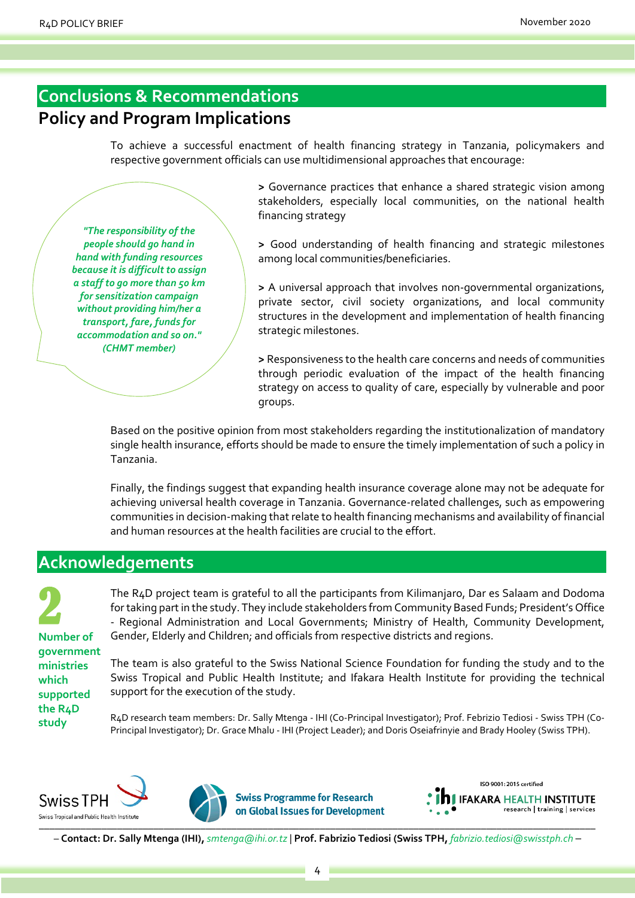## Conclusions & Recommendations

### Policy and Program Implications

To achieve a successful enactment of health financing strategy in Tanzania, policymakers and respective government officials can use multidimensional approaches that encourage:

*"The responsibility of the people should go hand in hand with funding resources because it is difficult to assign a staff to go more than 50 km for sensitization campaign without providing him/her a transport, fare, funds for accommodation and so on." (CHMT member)*

> Governance practices that enhance a shared strategic vision among stakeholders, especially local communities, on the national health financing strategy

> Good understanding of health financing and strategic milestones among local communities/beneficiaries.

> A universal approach that involves non-governmental organizations, private sector, civil society organizations, and local community structures in the development and implementation of health financing strategic milestones.

> Responsiveness to the health care concerns and needs of communities through periodic evaluation of the impact of the health financing strategy on access to quality of care, especially by vulnerable and poor groups.

Based on the positive opinion from most stakeholders regarding the institutionalization of mandatory single health insurance, efforts should be made to ensure the timely implementation of such a policy in Tanzania.

Finally, the findings suggest that expanding health insurance coverage alone may not be adequate for achieving universal health coverage in Tanzania. Governance-related challenges, such as empowering communities in decision-making that relate to health financing mechanisms and availability of financial and human resources at the health facilities are crucial to the effort.

## Acknowledgements

**2**

**Number of government ministries which supported the R4D study**

The R4D project team is grateful to all the participants from Kilimanjaro, Dar es Salaam and Dodoma for taking part in the study. They include stakeholders from Community Based Funds; President's Office - Regional Administration and Local Governments; Ministry of Health, Community Development, Gender, Elderly and Children; and officials from respective districts and regions.

The team is also grateful to the Swiss National Science Foundation for funding the study and to the Swiss Tropical and Public Health Institute; and Ifakara Health Institute for providing the technical support for the execution of the study.

R4D research team members: Dr. Sally Mtenga - IHI (Co-Principal Investigator); Prof. Febrizio Tediosi - Swiss TPH (Co-Principal Investigator); Dr. Grace Mhalu - IHI (Project Leader); and Doris Oseiafrinyie and Brady Hooley (Swiss TPH).

Swiss TPH — Swiss Tropical and Public Health Institute

Swiss Programme for Research on Global Issues for Development

ISO 9001:2015 certified — IFAKARA HEALTH INSTITUTE — research | training | services

– **Contact: Dr. Sally Mtenga (IHI),** *smtenga@ihi.or.tz* | **Prof. Fabrizio Tediosi (Swiss TPH,** *fabrizio.tediosi@swisstph.ch* –